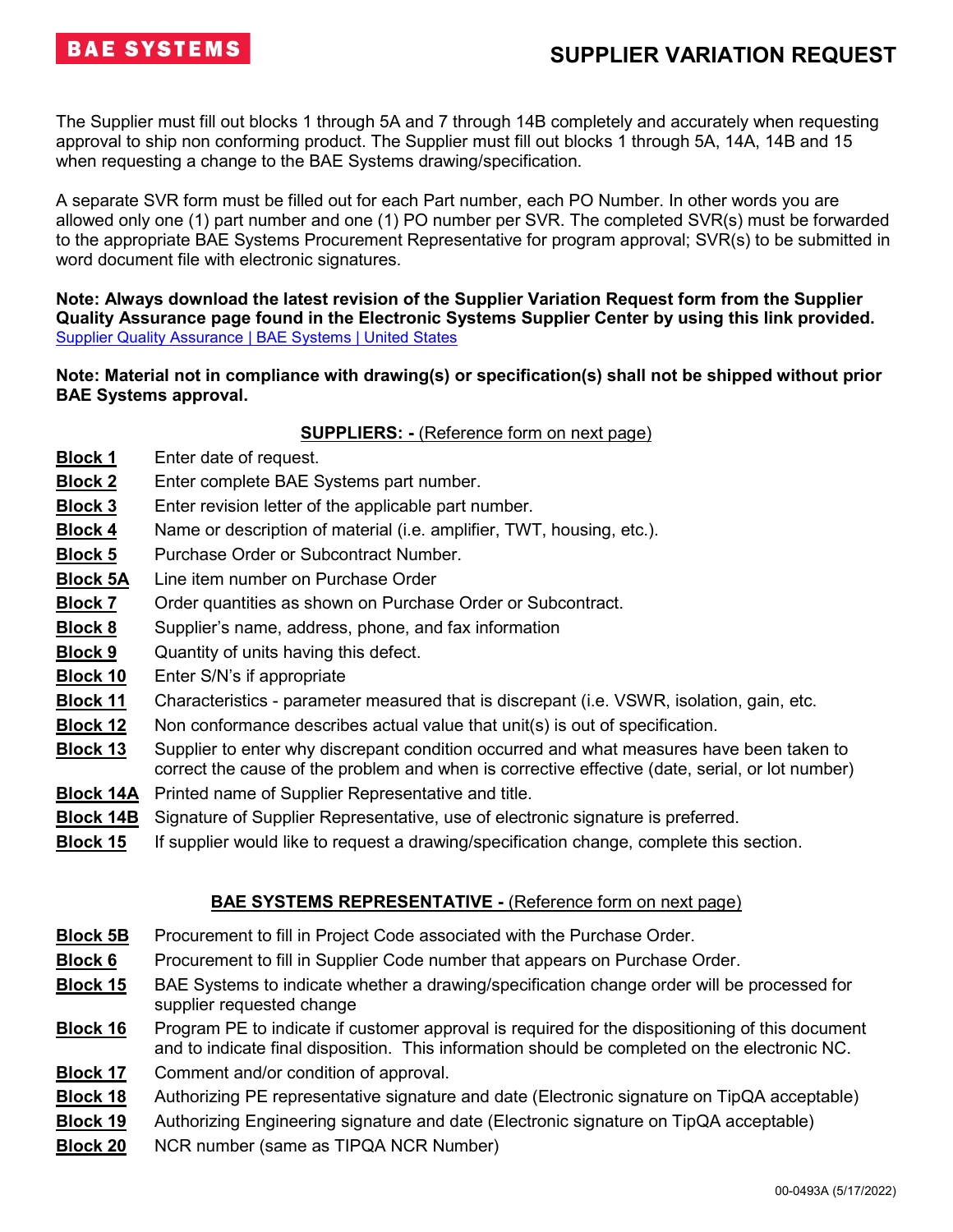BAE SYSTEMS

# SUPPLIER VARIATION REQUEST

The Supplier must fill out blocks 1 through 5A and 7 through 14B completely and accurately when requesting approval to ship non conforming product. The Supplier must fill out blocks 1 through 5A, 14A, 14B and 15 when requesting a change to the BAE Systems drawing/specification.

A separate SVR form must be filled out for each Part number, each PO Number. In other words you are allowed only one (1) part number and one (1) PO number per SVR. The completed SVR(s) must be forwarded to the appropriate BAE Systems Procurement Representative for program approval; SVR(s) to be submitted in word document file with electronic signatures.

**Note: Always download the latest revision of the Supplier Variation Request form from the Supplier Quality Assurance page found in the Electronic Systems Supplier Center by using this link provided.**
[Supplier Quality Assurance | BAE Systems | United States]

**Note: Material not in compliance with drawing(s) or specification(s) shall not be shipped without prior BAE Systems approval.**

## SUPPLIERS: - (Reference form on next page)

**Block 1** Enter date of request.

**Block 2** Enter complete BAE Systems part number.

**Block 3** Enter revision letter of the applicable part number.

**Block 4** Name or description of material (i.e. amplifier, TWT, housing, etc.).

**Block 5** Purchase Order or Subcontract Number.

**Block 5A** Line item number on Purchase Order

**Block 7** Order quantities as shown on Purchase Order or Subcontract.

**Block 8** Supplier's name, address, phone, and fax information

**Block 9** Quantity of units having this defect.

**Block 10** Enter S/N's if appropriate

**Block 11** Characteristics - parameter measured that is discrepant (i.e. VSWR, isolation, gain, etc.

**Block 12** Non conformance describes actual value that unit(s) is out of specification.

**Block 13** Supplier to enter why discrepant condition occurred and what measures have been taken to correct the cause of the problem and when is corrective effective (date, serial, or lot number)

**Block 14A** Printed name of Supplier Representative and title.

**Block 14B** Signature of Supplier Representative, use of electronic signature is preferred.

**Block 15** If supplier would like to request a drawing/specification change, complete this section.

## BAE SYSTEMS REPRESENTATIVE - (Reference form on next page)

**Block 5B** Procurement to fill in Project Code associated with the Purchase Order.

**Block 6** Procurement to fill in Supplier Code number that appears on Purchase Order.

**Block 15** BAE Systems to indicate whether a drawing/specification change order will be processed for supplier requested change

**Block 16** Program PE to indicate if customer approval is required for the dispositioning of this document and to indicate final disposition. This information should be completed on the electronic NC.

**Block 17** Comment and/or condition of approval.

**Block 18** Authorizing PE representative signature and date (Electronic signature on TipQA acceptable)

**Block 19** Authorizing Engineering signature and date (Electronic signature on TipQA acceptable)

**Block 20** NCR number (same as TIPQA NCR Number)

00-0493A (5/17/2022)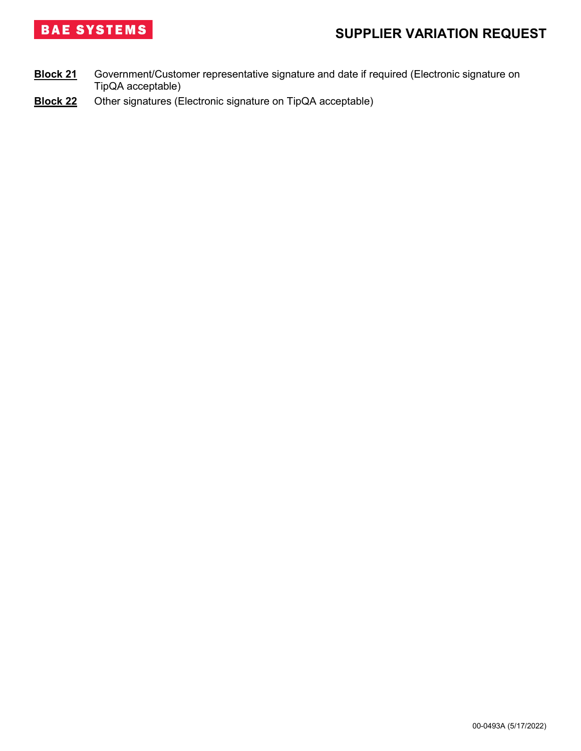**Block 21** Government/Customer representative signature and date if required (Electronic signature on TipQA acceptable)

**Block 22** Other signatures (Electronic signature on TipQA acceptable)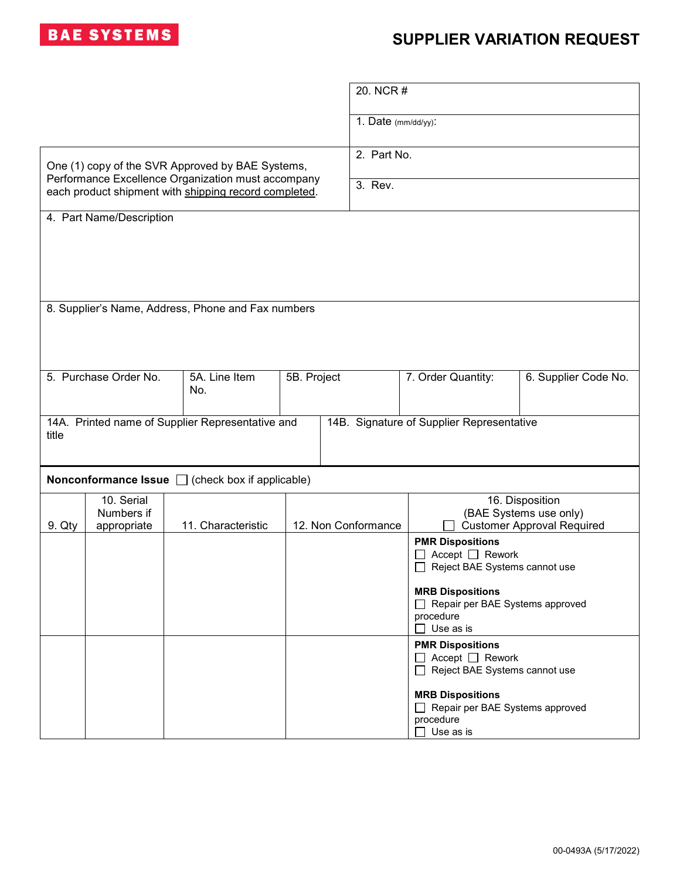**BAE SYSTEMS**

# SUPPLIER VARIATION REQUEST

| | |
|---|---|
| | 20. NCR # |
| | 1. Date (mm/dd/yy): |
| One (1) copy of the SVR Approved by BAE Systems, Performance Excellence Organization must accompany each product shipment with shipping record completed. | 2. Part No. |
| | 3. Rev. |

4. Part Name/Description

8. Supplier's Name, Address, Phone and Fax numbers

| 5. Purchase Order No. | 5A. Line Item No. | 5B. Project | 7. Order Quantity: | 6. Supplier Code No. |
|---|---|---|---|---|
| | | | | |

| 14A. Printed name of Supplier Representative and title | 14B. Signature of Supplier Representative |
|---|---|
| | |

**Nonconformance Issue** ☐ (check box if applicable)

| 9. Qty | 10. Serial Numbers if appropriate | 11. Characteristic | 12. Non Conformance | 16. Disposition (BAE Systems use only) ☐ Customer Approval Required |
|---|---|---|---|---|
| | | | | **PMR Dispositions**<br>☐ Accept ☐ Rework<br>☐ Reject BAE Systems cannot use<br><br>**MRB Dispositions**<br>☐ Repair per BAE Systems approved procedure<br>☐ Use as is |
| | | | | **PMR Dispositions**<br>☐ Accept ☐ Rework<br>☐ Reject BAE Systems cannot use<br><br>**MRB Dispositions**<br>☐ Repair per BAE Systems approved procedure<br>☐ Use as is |

00-0493A (5/17/2022)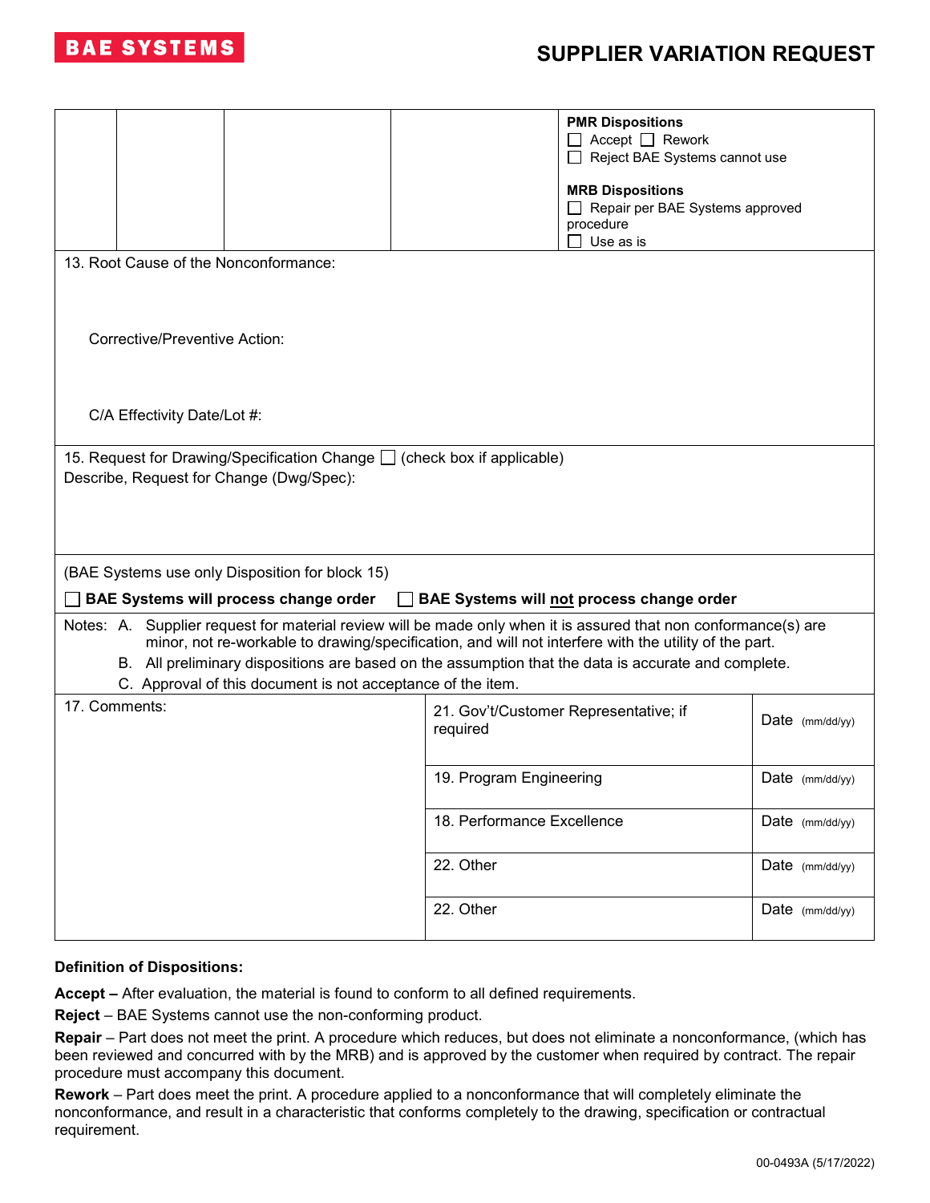# SUPPLIER VARIATION REQUEST

| | | | | PMR Dispositions<br>☐ Accept ☐ Rework<br>☐ Reject BAE Systems cannot use<br><br>MRB Dispositions<br>☐ Repair per BAE Systems approved procedure<br>☐ Use as is |
|---|---|---|---|---|

13. Root Cause of the Nonconformance:

Corrective/Preventive Action:

C/A Effectivity Date/Lot #:

15. Request for Drawing/Specification Change ☐ (check box if applicable)
Describe, Request for Change (Dwg/Spec):

(BAE Systems use only Disposition for block 15)

☐ **BAE Systems will process change order** ☐ **BAE Systems will not process change order**

Notes:
A. Supplier request for material review will be made only when it is assured that non conformance(s) are minor, not re-workable to drawing/specification, and will not interfere with the utility of the part.
B. All preliminary dispositions are based on the assumption that the data is accurate and complete.
C. Approval of this document is not acceptance of the item.

| 17. Comments: | | |
|---|---|---|
| | 21. Gov't/Customer Representative; if required | Date (mm/dd/yy) |
| | 19. Program Engineering | Date (mm/dd/yy) |
| | 18. Performance Excellence | Date (mm/dd/yy) |
| | 22. Other | Date (mm/dd/yy) |
| | 22. Other | Date (mm/dd/yy) |

**Definition of Dispositions:**

**Accept –** After evaluation, the material is found to conform to all defined requirements.

**Reject** – BAE Systems cannot use the non-conforming product.

**Repair** – Part does not meet the print. A procedure which reduces, but does not eliminate a nonconformance, (which has been reviewed and concurred with by the MRB) and is approved by the customer when required by contract. The repair procedure must accompany this document.

**Rework** – Part does meet the print. A procedure applied to a nonconformance that will completely eliminate the nonconformance, and result in a characteristic that conforms completely to the drawing, specification or contractual requirement.

00-0493A (5/17/2022)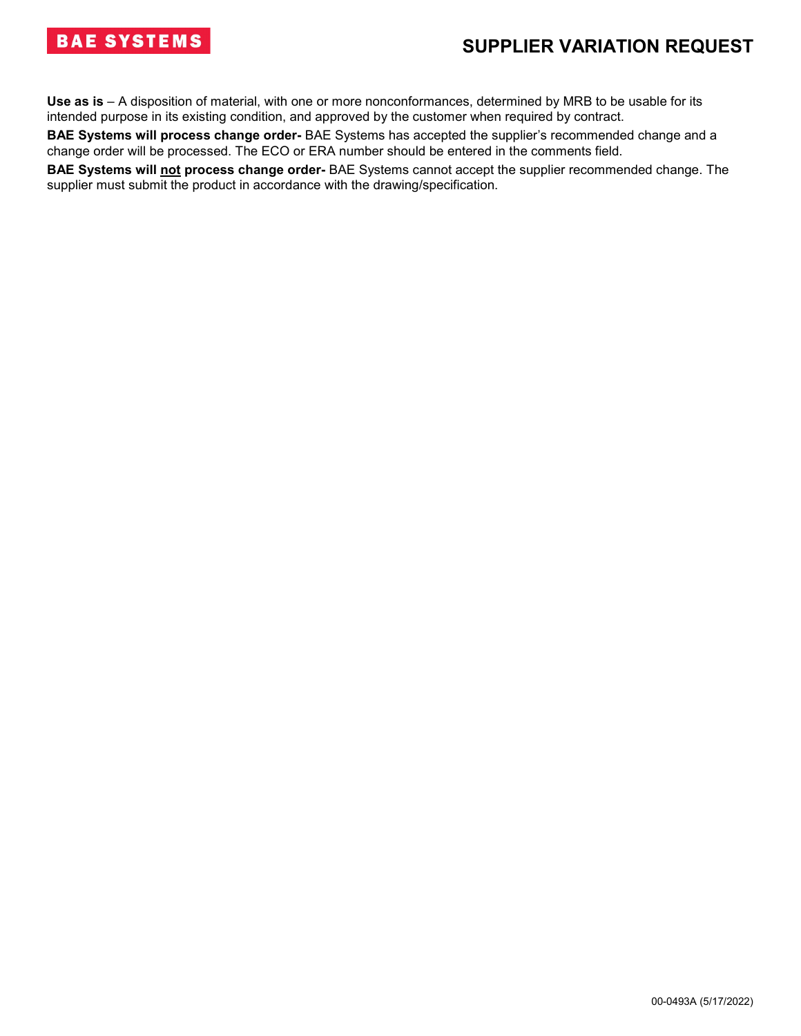**Use as is** – A disposition of material, with one or more nonconformances, determined by MRB to be usable for its intended purpose in its existing condition, and approved by the customer when required by contract.

**BAE Systems will process change order-** BAE Systems has accepted the supplier's recommended change and a change order will be processed. The ECO or ERA number should be entered in the comments field.

**BAE Systems will <u>not</u> process change order-** BAE Systems cannot accept the supplier recommended change. The supplier must submit the product in accordance with the drawing/specification.